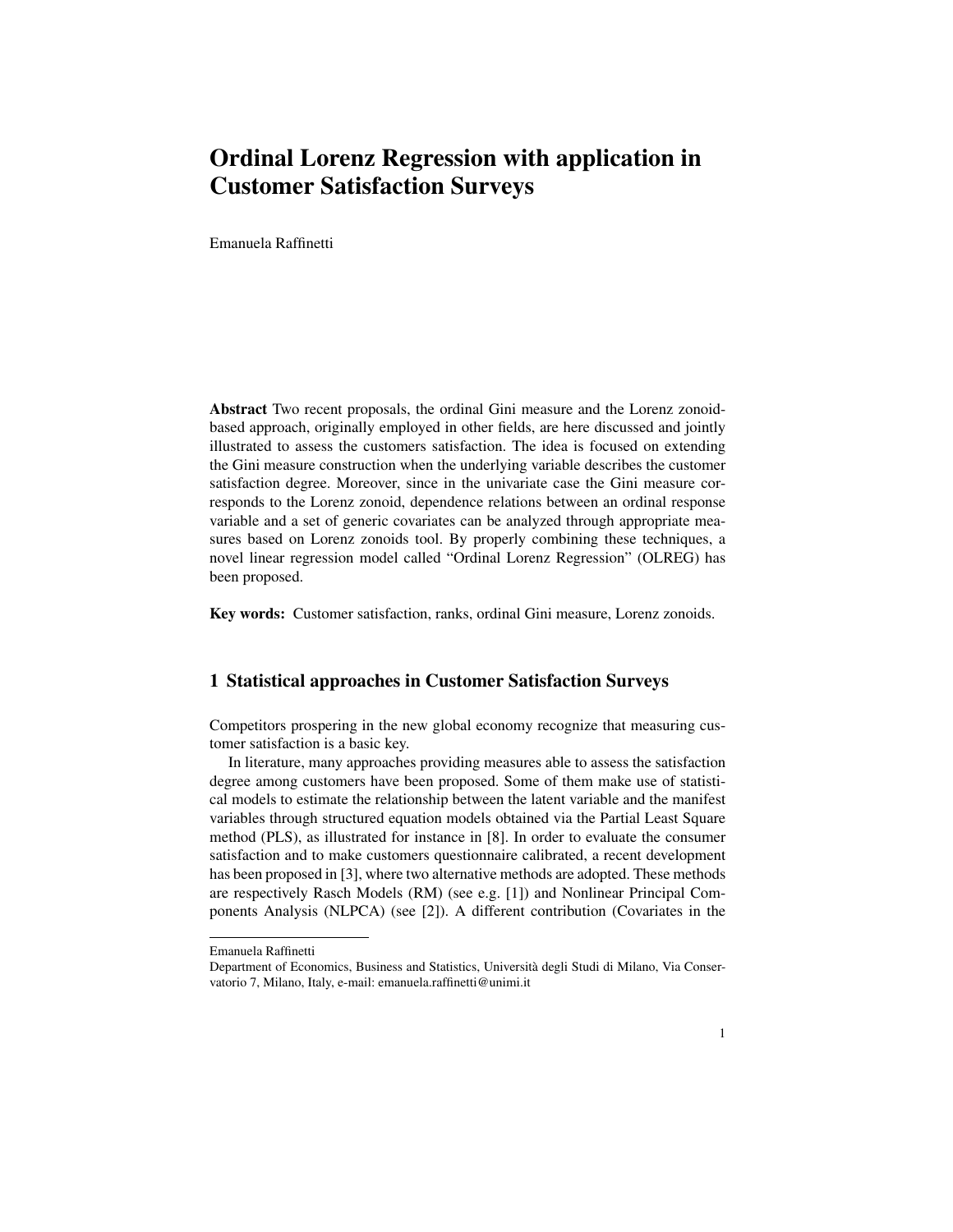# Ordinal Lorenz Regression with application in Customer Satisfaction Surveys

Emanuela Raffinetti

**Abstract** Two recent proposals, the ordinal Gini measure and the Lorenz zonoid-based approach, originally employed in other fields, are here discussed and jointly illustrated to assess the customers satisfaction. The idea is focused on extending the Gini measure construction when the underlying variable describes the customer satisfaction degree. Moreover, since in the univariate case the Gini measure corresponds to the Lorenz zonoid, dependence relations between an ordinal response variable and a set of generic covariates can be analyzed through appropriate measures based on Lorenz zonoids tool. By properly combining these techniques, a novel linear regression model called "Ordinal Lorenz Regression" (OLREG) has been proposed.

**Key words:** Customer satisfaction, ranks, ordinal Gini measure, Lorenz zonoids.

## 1 Statistical approaches in Customer Satisfaction Surveys

Competitors prospering in the new global economy recognize that measuring customer satisfaction is a basic key.

In literature, many approaches providing measures able to assess the satisfaction degree among customers have been proposed. Some of them make use of statistical models to estimate the relationship between the latent variable and the manifest variables through structured equation models obtained via the Partial Least Square method (PLS), as illustrated for instance in [8]. In order to evaluate the consumer satisfaction and to make customers questionnaire calibrated, a recent development has been proposed in [3], where two alternative methods are adopted. These methods are respectively Rasch Models (RM) (see e.g. [1]) and Nonlinear Principal Components Analysis (NLPCA) (see [2]). A different contribution (Covariates in the

---

Emanuela Raffinetti
Department of Economics, Business and Statistics, Università degli Studi di Milano, Via Conservatorio 7, Milano, Italy, e-mail: emanuela.raffinetti@unimi.it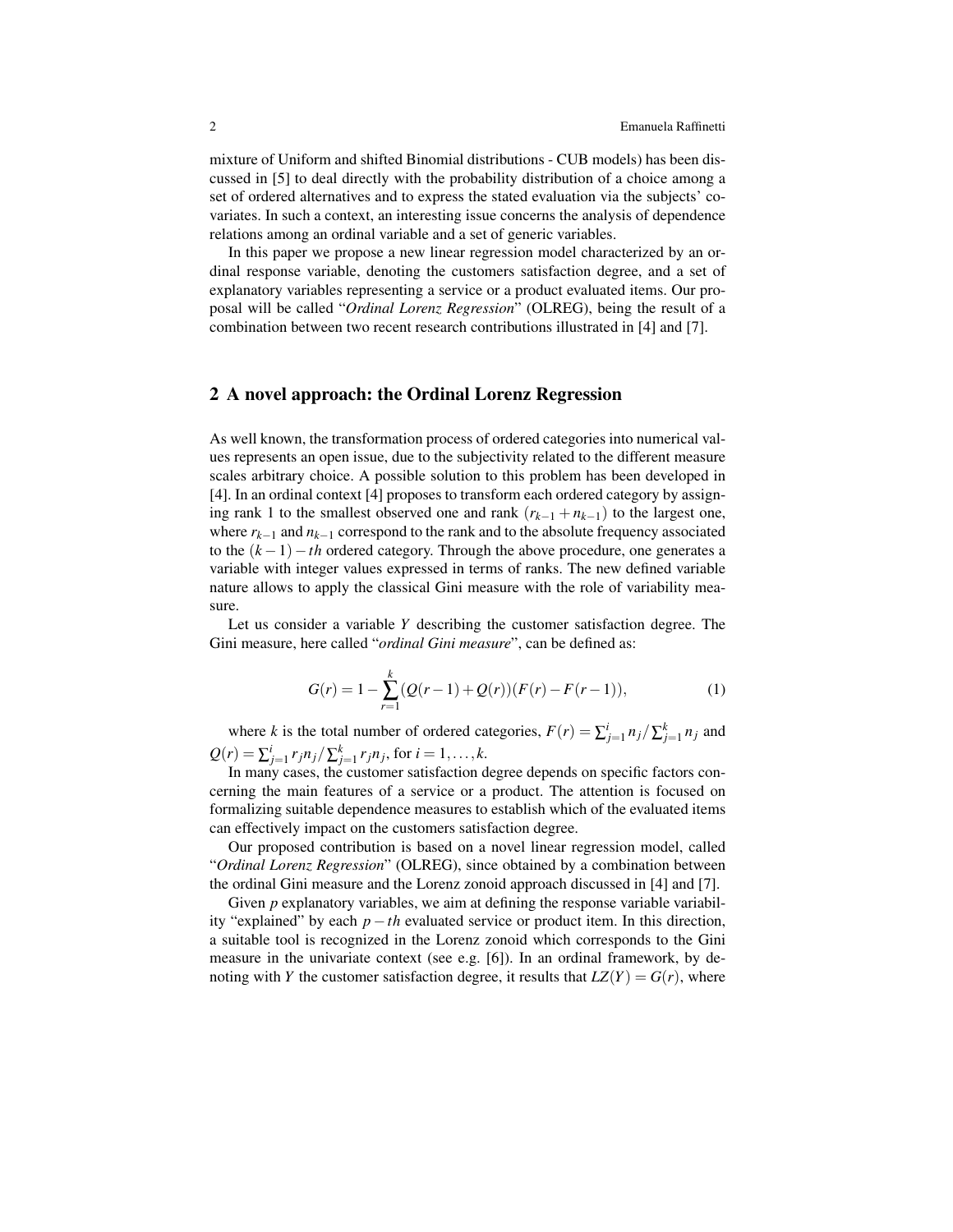mixture of Uniform and shifted Binomial distributions - CUB models) has been discussed in [5] to deal directly with the probability distribution of a choice among a set of ordered alternatives and to express the stated evaluation via the subjects' covariates. In such a context, an interesting issue concerns the analysis of dependence relations among an ordinal variable and a set of generic variables.

In this paper we propose a new linear regression model characterized by an ordinal response variable, denoting the customers satisfaction degree, and a set of explanatory variables representing a service or a product evaluated items. Our proposal will be called "*Ordinal Lorenz Regression*" (OLREG), being the result of a combination between two recent research contributions illustrated in [4] and [7].

## 2 A novel approach: the Ordinal Lorenz Regression

As well known, the transformation process of ordered categories into numerical values represents an open issue, due to the subjectivity related to the different measure scales arbitrary choice. A possible solution to this problem has been developed in [4]. In an ordinal context [4] proposes to transform each ordered category by assigning rank 1 to the smallest observed one and rank $(r_{k-1}+n_{k-1})$ to the largest one, where $r_{k-1}$ and $n_{k-1}$ correspond to the rank and to the absolute frequency associated to the $(k-1)-th$ ordered category. Through the above procedure, one generates a variable with integer values expressed in terms of ranks. The new defined variable nature allows to apply the classical Gini measure with the role of variability measure.

Let us consider a variable $Y$ describing the customer satisfaction degree. The Gini measure, here called "*ordinal Gini measure*", can be defined as:

$$G(r) = 1 - \sum_{r=1}^{k} (Q(r-1)+Q(r))(F(r)-F(r-1)), \tag{1}$$

where $k$ is the total number of ordered categories, $F(r) = \sum_{j=1}^{i} n_j / \sum_{j=1}^{k} n_j$ and $Q(r) = \sum_{j=1}^{i} r_j n_j / \sum_{j=1}^{k} r_j n_j$, for $i = 1, \ldots, k$.

In many cases, the customer satisfaction degree depends on specific factors concerning the main features of a service or a product. The attention is focused on formalizing suitable dependence measures to establish which of the evaluated items can effectively impact on the customers satisfaction degree.

Our proposed contribution is based on a novel linear regression model, called "*Ordinal Lorenz Regression*" (OLREG), since obtained by a combination between the ordinal Gini measure and the Lorenz zonoid approach discussed in [4] and [7].

Given $p$ explanatory variables, we aim at defining the response variable variability "explained" by each $p-th$ evaluated service or product item. In this direction, a suitable tool is recognized in the Lorenz zonoid which corresponds to the Gini measure in the univariate context (see e.g. [6]). In an ordinal framework, by denoting with $Y$ the customer satisfaction degree, it results that $LZ(Y) = G(r)$, where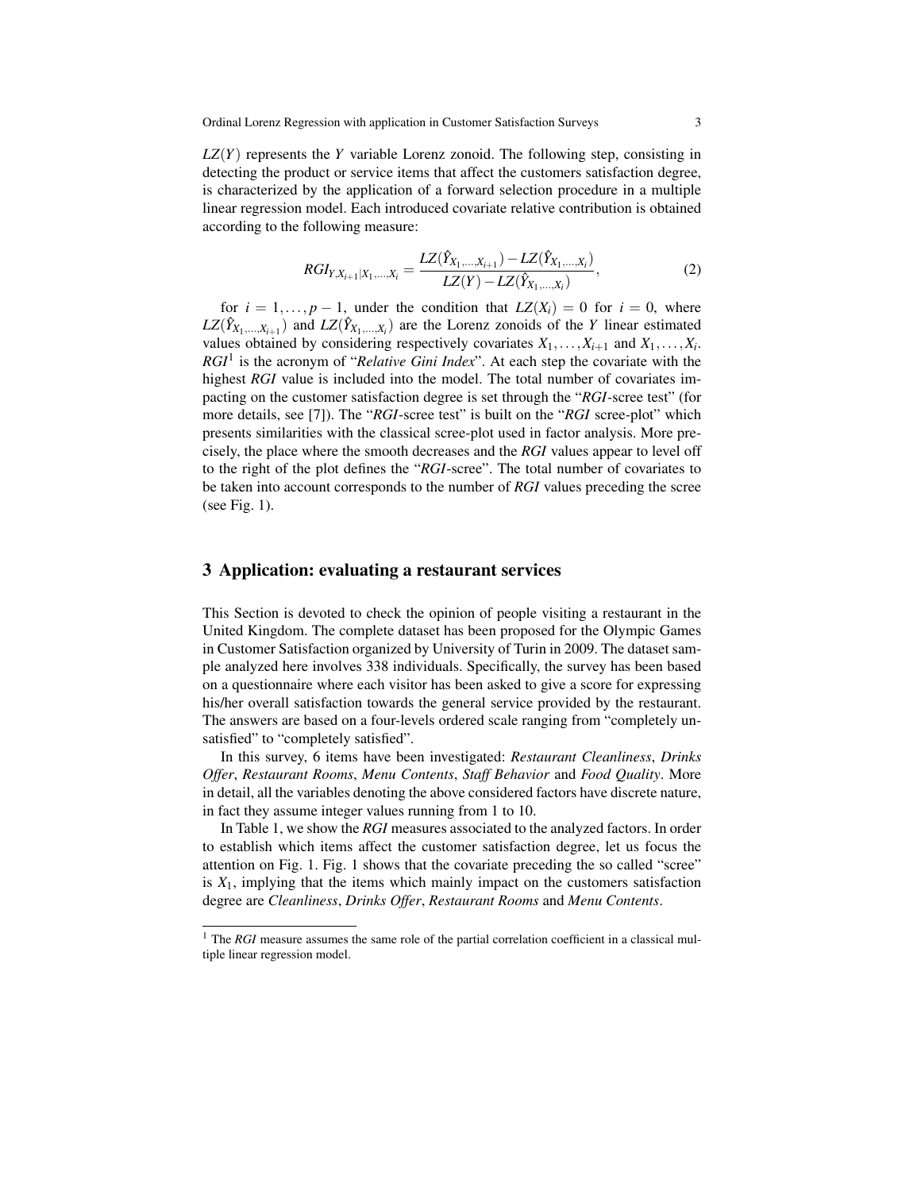$LZ(Y)$ represents the $Y$ variable Lorenz zonoid. The following step, consisting in detecting the product or service items that affect the customers satisfaction degree, is characterized by the application of a forward selection procedure in a multiple linear regression model. Each introduced covariate relative contribution is obtained according to the following measure:

$$RGI_{Y,X_{i+1}|X_1,\ldots,X_i} = \frac{LZ(\hat{Y}_{X_1,\ldots,X_{i+1}}) - LZ(\hat{Y}_{X_1,\ldots,X_i})}{LZ(Y) - LZ(\hat{Y}_{X_1,\ldots,X_i})}, \tag{2}$$

for $i = 1,\ldots,p-1$, under the condition that $LZ(X_i) = 0$ for $i = 0$, where $LZ(\hat{Y}_{X_1,\ldots,X_{i+1}})$ and $LZ(\hat{Y}_{X_1,\ldots,X_i})$ are the Lorenz zonoids of the $Y$ linear estimated values obtained by considering respectively covariates $X_1,\ldots,X_{i+1}$ and $X_1,\ldots,X_i$. *RGI*[1] is the acronym of "*Relative Gini Index*". At each step the covariate with the highest *RGI* value is included into the model. The total number of covariates impacting on the customer satisfaction degree is set through the "*RGI*-scree test" (for more details, see [7]). The "*RGI*-scree test" is built on the "*RGI* scree-plot" which presents similarities with the classical scree-plot used in factor analysis. More precisely, the place where the smooth decreases and the *RGI* values appear to level off to the right of the plot defines the "*RGI*-scree". The total number of covariates to be taken into account corresponds to the number of *RGI* values preceding the scree (see Fig. 1).

## 3 Application: evaluating a restaurant services

This Section is devoted to check the opinion of people visiting a restaurant in the United Kingdom. The complete dataset has been proposed for the Olympic Games in Customer Satisfaction organized by University of Turin in 2009. The dataset sample analyzed here involves 338 individuals. Specifically, the survey has been based on a questionnaire where each visitor has been asked to give a score for expressing his/her overall satisfaction towards the general service provided by the restaurant. The answers are based on a four-levels ordered scale ranging from "completely unsatisfied" to "completely satisfied".

In this survey, 6 items have been investigated: *Restaurant Cleanliness*, *Drinks Offer*, *Restaurant Rooms*, *Menu Contents*, *Staff Behavior* and *Food Quality*. More in detail, all the variables denoting the above considered factors have discrete nature, in fact they assume integer values running from 1 to 10.

In Table 1, we show the *RGI* measures associated to the analyzed factors. In order to establish which items affect the customer satisfaction degree, let us focus the attention on Fig. 1. Fig. 1 shows that the covariate preceding the so called "scree" is $X_1$, implying that the items which mainly impact on the customers satisfaction degree are *Cleanliness*, *Drinks Offer*, *Restaurant Rooms* and *Menu Contents*.

[1] The *RGI* measure assumes the same role of the partial correlation coefficient in a classical multiple linear regression model.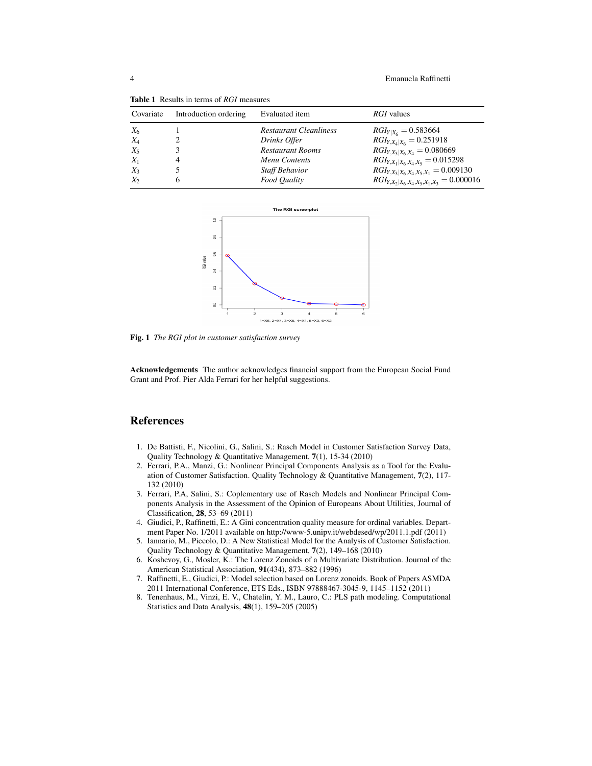**Table 1** Results in terms of *RGI* measures

| Covariate | Introduction ordering | Evaluated item | *RGI* values |
|---|---|---|---|
| $X_6$ | 1 | *Restaurant Cleanliness* | $RGI_{Y\|X_6} = 0.583664$ |
| $X_4$ | 2 | *Drinks Offer* | $RGI_{Y,X_4\|X_6} = 0.251918$ |
| $X_5$ | 3 | *Restaurant Rooms* | $RGI_{Y,X_5\|X_6,X_4} = 0.080669$ |
| $X_1$ | 4 | *Menu Contents* | $RGI_{Y,X_1\|X_6,X_4,X_5} = 0.015298$ |
| $X_3$ | 5 | *Staff Behavior* | $RGI_{Y,X_3\|X_6,X_4,X_5,X_1} = 0.009130$ |
| $X_2$ | 6 | *Food Quality* | $RGI_{Y,X_2\|X_6,X_4,X_5,X_1,X_3} = 0.000016$ |

The RGI scree-plot

RGI value

0.0
0.2
0.4
0.6
0.8
1.0

1 2 3 4 5 6

1=X6, 2=X4, 3=X5, 4=X1, 5=X3, 6=X2

**Fig. 1** *The RGI plot in customer satisfaction survey*

**Acknowledgements** The author acknowledges financial support from the European Social Fund Grant and Prof. Pier Alda Ferrari for her helpful suggestions.

## References

1. De Battisti, F., Nicolini, G., Salini, S.: Rasch Model in Customer Satisfaction Survey Data, Quality Technology & Quantitative Management, **7**(1), 15-34 (2010)
2. Ferrari, P.A., Manzi, G.: Nonlinear Principal Components Analysis as a Tool for the Evaluation of Customer Satisfaction. Quality Technology & Quantitative Management, **7**(2), 117-132 (2010)
3. Ferrari, P.A, Salini, S.: Coplementary use of Rasch Models and Nonlinear Principal Components Analysis in the Assessment of the Opinion of Europeans About Utilities, Journal of Classification, **28**, 53–69 (2011)
4. Giudici, P., Raffinetti, E.: A Gini concentration quality measure for ordinal variables. Department Paper No. 1/2011 available on http://www-5.unipv.it/webdesed/wp/2011.1.pdf (2011)
5. Iannario, M., Piccolo, D.: A New Statistical Model for the Analysis of Customer Satisfaction. Quality Technology & Quantitative Management, **7**(2), 149–168 (2010)
6. Koshevoy, G., Mosler, K.: The Lorenz Zonoids of a Multivariate Distribution. Journal of the American Statistical Association, **91**(434), 873–882 (1996)
7. Raffinetti, E., Giudici, P.: Model selection based on Lorenz zonoids. Book of Papers ASMDA 2011 International Conference, ETS Eds., ISBN 97888467-3045-9, 1145–1152 (2011)
8. Tenenhaus, M., Vinzi, E. V., Chatelin, Y. M., Lauro, C.: PLS path modeling. Computational Statistics and Data Analysis, **48**(1), 159–205 (2005)